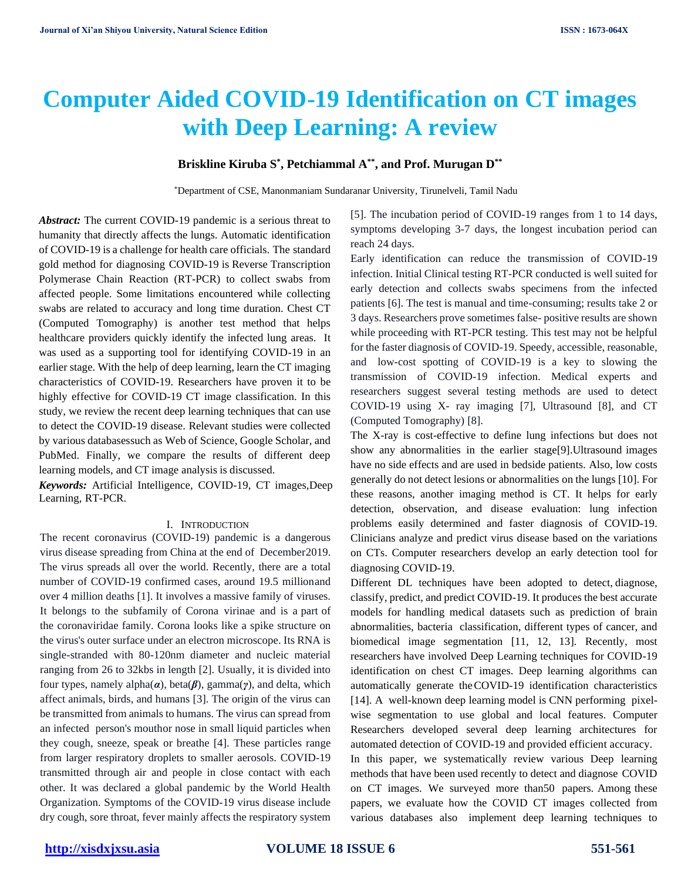# Computer Aided COVID-19 Identification on CT images with Deep Learning: A review

**Briskline Kiruba S*, Petchiammal A**, and Prof. Murugan D****

*Department of CSE, Manonmaniam Sundaranar University, Tirunelveli, Tamil Nadu

***Abstract:*** The current COVID-19 pandemic is a serious threat to humanity that directly affects the lungs. Automatic identification of COVID-19 is a challenge for health care officials. The standard gold method for diagnosing COVID-19 is Reverse Transcription Polymerase Chain Reaction (RT-PCR) to collect swabs from affected people. Some limitations encountered while collecting swabs are related to accuracy and long time duration. Chest CT (Computed Tomography) is another test method that helps healthcare providers quickly identify the infected lung areas. It was used as a supporting tool for identifying COVID-19 in an earlier stage. With the help of deep learning, learn the CT imaging characteristics of COVID-19. Researchers have proven it to be highly effective for COVID-19 CT image classification. In this study, we review the recent deep learning techniques that can use to detect the COVID-19 disease. Relevant studies were collected by various databasessuch as Web of Science, Google Scholar, and PubMed. Finally, we compare the results of different deep learning models, and CT image analysis is discussed.

***Keywords:*** Artificial Intelligence, COVID-19, CT images,Deep Learning, RT-PCR.

## I. Introduction

The recent coronavirus (COVID-19) pandemic is a dangerous virus disease spreading from China at the end of December2019. The virus spreads all over the world. Recently, there are a total number of COVID-19 confirmed cases, around 19.5 millionand over 4 million deaths [1]. It involves a massive family of viruses. It belongs to the subfamily of Corona virinae and is a part of the coronaviridae family. Corona looks like a spike structure on the virus's outer surface under an electron microscope. Its RNA is single-stranded with 80-120nm diameter and nucleic material ranging from 26 to 32kbs in length [2]. Usually, it is divided into four types, namely alpha($\alpha$), beta($\beta$), gamma($\gamma$), and delta, which affect animals, birds, and humans [3]. The origin of the virus can be transmitted from animals to humans. The virus can spread from an infected person's mouthor nose in small liquid particles when they cough, sneeze, speak or breathe [4]. These particles range from larger respiratory droplets to smaller aerosols. COVID-19 transmitted through air and people in close contact with each other. It was declared a global pandemic by the World Health Organization. Symptoms of the COVID-19 virus disease include dry cough, sore throat, fever mainly affects the respiratory system [5]. The incubation period of COVID-19 ranges from 1 to 14 days, symptoms developing 3-7 days, the longest incubation period can reach 24 days.

Early identification can reduce the transmission of COVID-19 infection. Initial Clinical testing RT-PCR conducted is well suited for early detection and collects swabs specimens from the infected patients [6]. The test is manual and time-consuming; results take 2 or 3 days. Researchers prove sometimes false- positive results are shown while proceeding with RT-PCR testing. This test may not be helpful for the faster diagnosis of COVID-19. Speedy, accessible, reasonable, and low-cost spotting of COVID-19 is a key to slowing the transmission of COVID-19 infection. Medical experts and researchers suggest several testing methods are used to detect COVID-19 using X- ray imaging [7], Ultrasound [8], and CT (Computed Tomography) [8].

The X-ray is cost-effective to define lung infections but does not show any abnormalities in the earlier stage[9].Ultrasound images have no side effects and are used in bedside patients. Also, low costs generally do not detect lesions or abnormalities on the lungs [10]. For these reasons, another imaging method is CT. It helps for early detection, observation, and disease evaluation: lung infection problems easily determined and faster diagnosis of COVID-19. Clinicians analyze and predict virus disease based on the variations on CTs. Computer researchers develop an early detection tool for diagnosing COVID-19.

Different DL techniques have been adopted to detect, diagnose, classify, predict, and predict COVID-19. It produces the best accurate models for handling medical datasets such as prediction of brain abnormalities, bacteria classification, different types of cancer, and biomedical image segmentation [11, 12, 13]. Recently, most researchers have involved Deep Learning techniques for COVID-19 identification on chest CT images. Deep learning algorithms can automatically generate theCOVID-19 identification characteristics [14]. A well-known deep learning model is CNN performing pixel-wise segmentation to use global and local features. Computer Researchers developed several deep learning architectures for automated detection of COVID-19 and provided efficient accuracy.

In this paper, we systematically review various Deep learning methods that have been used recently to detect and diagnose COVID on CT images. We surveyed more than50 papers. Among these papers, we evaluate how the COVID CT images collected from various databases also implement deep learning techniques to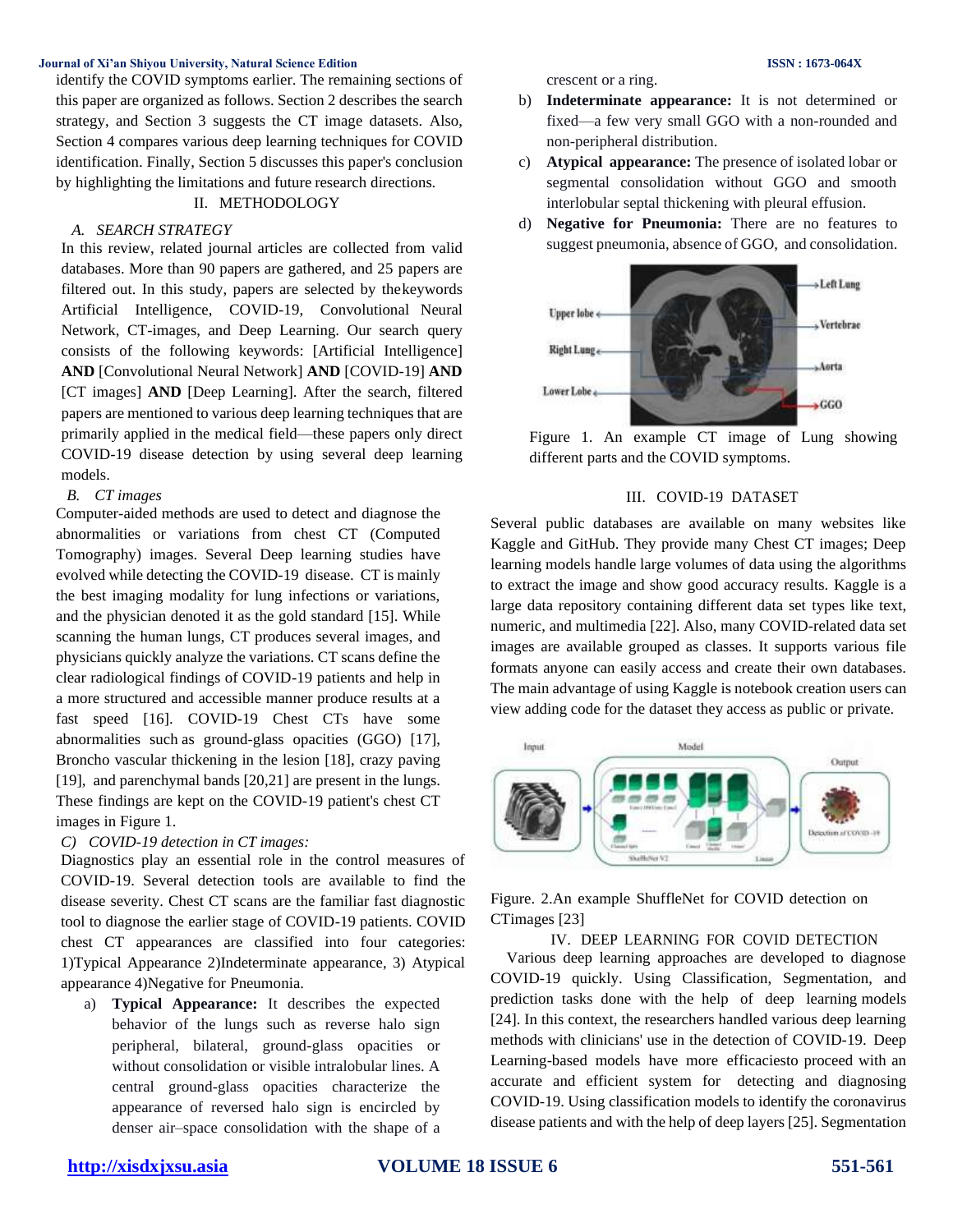identify the COVID symptoms earlier. The remaining sections of this paper are organized as follows. Section 2 describes the search strategy, and Section 3 suggests the CT image datasets. Also, Section 4 compares various deep learning techniques for COVID identification. Finally, Section 5 discusses this paper's conclusion by highlighting the limitations and future research directions.

## II. METHODOLOGY

### *A. SEARCH STRATEGY*

In this review, related journal articles are collected from valid databases. More than 90 papers are gathered, and 25 papers are filtered out. In this study, papers are selected by the keywords Artificial Intelligence, COVID-19, Convolutional Neural Network, CT-images, and Deep Learning. Our search query consists of the following keywords: [Artificial Intelligence] **AND** [Convolutional Neural Network] **AND** [COVID-19] **AND** [CT images] **AND** [Deep Learning]. After the search, filtered papers are mentioned to various deep learning techniques that are primarily applied in the medical field—these papers only direct COVID-19 disease detection by using several deep learning models.

### *B. CT images*

Computer-aided methods are used to detect and diagnose the abnormalities or variations from chest CT (Computed Tomography) images. Several Deep learning studies have evolved while detecting the COVID-19 disease. CT is mainly the best imaging modality for lung infections or variations, and the physician denoted it as the gold standard [15]. While scanning the human lungs, CT produces several images, and physicians quickly analyze the variations. CT scans define the clear radiological findings of COVID-19 patients and help in a more structured and accessible manner produce results at a fast speed [16]. COVID-19 Chest CTs have some abnormalities such as ground-glass opacities (GGO) [17], Broncho vascular thickening in the lesion [18], crazy paving [19], and parenchymal bands [20,21] are present in the lungs. These findings are kept on the COVID-19 patient's chest CT images in Figure 1.

### *C) COVID-19 detection in CT images:*

Diagnostics play an essential role in the control measures of COVID-19. Several detection tools are available to find the disease severity. Chest CT scans are the familiar fast diagnostic tool to diagnose the earlier stage of COVID-19 patients. COVID chest CT appearances are classified into four categories: 1)Typical Appearance 2)Indeterminate appearance, 3) Atypical appearance 4)Negative for Pneumonia.

a) **Typical Appearance:** It describes the expected behavior of the lungs such as reverse halo sign peripheral, bilateral, ground-glass opacities or without consolidation or visible intralobular lines. A central ground-glass opacities characterize the appearance of reversed halo sign is encircled by denser air–space consolidation with the shape of a crescent or a ring.

b) **Indeterminate appearance:** It is not determined or fixed—a few very small GGO with a non-rounded and non-peripheral distribution.

c) **Atypical appearance:** The presence of isolated lobar or segmental consolidation without GGO and smooth interlobular septal thickening with pleural effusion.

d) **Negative for Pneumonia:** There are no features to suggest pneumonia, absence of GGO, and consolidation.

Figure 1. An example CT image of Lung showing different parts and the COVID symptoms.

## III. COVID-19 DATASET

Several public databases are available on many websites like Kaggle and GitHub. They provide many Chest CT images; Deep learning models handle large volumes of data using the algorithms to extract the image and show good accuracy results. Kaggle is a large data repository containing different data set types like text, numeric, and multimedia [22]. Also, many COVID-related data set images are available grouped as classes. It supports various file formats anyone can easily access and create their own databases. The main advantage of using Kaggle is notebook creation users can view adding code for the dataset they access as public or private.

Figure. 2.An example ShuffleNet for COVID detection on CTimages [23]

## IV. DEEP LEARNING FOR COVID DETECTION

Various deep learning approaches are developed to diagnose COVID-19 quickly. Using Classification, Segmentation, and prediction tasks done with the help of deep learning models [24]. In this context, the researchers handled various deep learning methods with clinicians' use in the detection of COVID-19. Deep Learning-based models have more efficaciesto proceed with an accurate and efficient system for detecting and diagnosing COVID-19. Using classification models to identify the coronavirus disease patients and with the help of deep layers [25]. Segmentation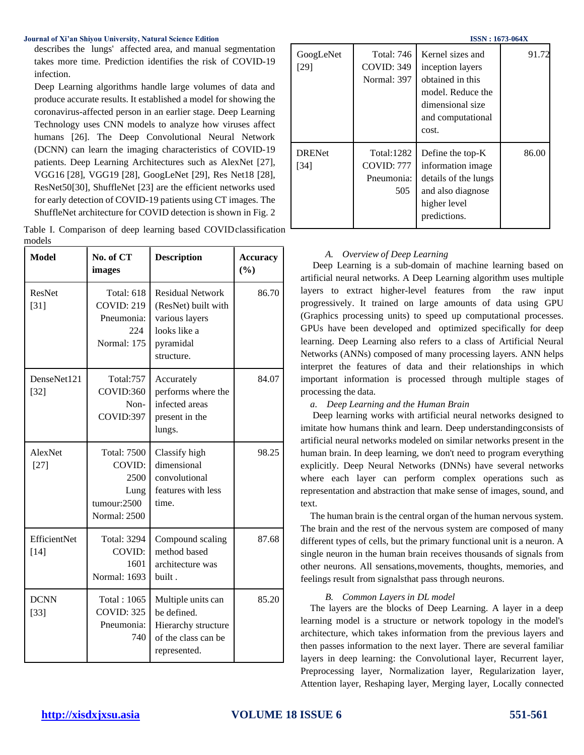describes the lungs' affected area, and manual segmentation takes more time. Prediction identifies the risk of COVID-19 infection.

Deep Learning algorithms handle large volumes of data and produce accurate results. It established a model for showing the coronavirus-affected person in an earlier stage. Deep Learning Technology uses CNN models to analyze how viruses affect humans [26]. The Deep Convolutional Neural Network (DCNN) can learn the imaging characteristics of COVID-19 patients. Deep Learning Architectures such as AlexNet [27], VGG16 [28], VGG19 [28], GoogLeNet [29], Res Net18 [28], ResNet50[30], ShuffleNet [23] are the efficient networks used for early detection of COVID-19 patients using CT images. The ShuffleNet architecture for COVID detection is shown in Fig. 2

Table I. Comparison of deep learning based COVID classification models

| Model | No. of CT images | Description | Accuracy (%) |
|---|---|---|---|
| ResNet [31] | Total: 618 COVID: 219 Pneumonia: 224 Normal: 175 | Residual Network (ResNet) built with various layers looks like a pyramidal structure. | 86.70 |
| DenseNet121 [32] | Total:757 COVID:360 Non-COVID:397 | Accurately performs where the infected areas present in the lungs. | 84.07 |
| AlexNet [27] | Total: 7500 COVID: 2500 Lung tumour:2500 Normal: 2500 | Classify high dimensional convolutional features with less time. | 98.25 |
| EfficientNet [14] | Total: 3294 COVID: 1601 Normal: 1693 | Compound scaling method based architecture was built . | 87.68 |
| DCNN [33] | Total : 1065 COVID: 325 Pneumonia: 740 | Multiple units can be defined. Hierarchy structure of the class can be represented. | 85.20 |
| GoogLeNet [29] | Total: 746 COVID: 349 Normal: 397 | Kernel sizes and inception layers obtained in this model. Reduce the dimensional size and computational cost. | 91.72 |
| DRENet [34] | Total:1282 COVID: 777 Pneumonia: 505 | Define the top-K information image details of the lungs and also diagnose higher level predictions. | 86.00 |

### A. Overview of Deep Learning

Deep Learning is a sub-domain of machine learning based on artificial neural networks. A Deep Learning algorithm uses multiple layers to extract higher-level features from the raw input progressively. It trained on large amounts of data using GPU (Graphics processing units) to speed up computational processes. GPUs have been developed and optimized specifically for deep learning. Deep Learning also refers to a class of Artificial Neural Networks (ANNs) composed of many processing layers. ANN helps interpret the features of data and their relationships in which important information is processed through multiple stages of processing the data.

#### a. Deep Learning and the Human Brain

Deep learning works with artificial neural networks designed to imitate how humans think and learn. Deep understandingconsists of artificial neural networks modeled on similar networks present in the human brain. In deep learning, we don't need to program everything explicitly. Deep Neural Networks (DNNs) have several networks where each layer can perform complex operations such as representation and abstraction that make sense of images, sound, and text.

The human brain is the central organ of the human nervous system. The brain and the rest of the nervous system are composed of many different types of cells, but the primary functional unit is a neuron. A single neuron in the human brain receives thousands of signals from other neurons. All sensations,movements, thoughts, memories, and feelings result from signalsthat pass through neurons.

### B. Common Layers in DL model

The layers are the blocks of Deep Learning. A layer in a deep learning model is a structure or network topology in the model's architecture, which takes information from the previous layers and then passes information to the next layer. There are several familiar layers in deep learning: the Convolutional layer, Recurrent layer, Preprocessing layer, Normalization layer, Regularization layer, Attention layer, Reshaping layer, Merging layer, Locally connected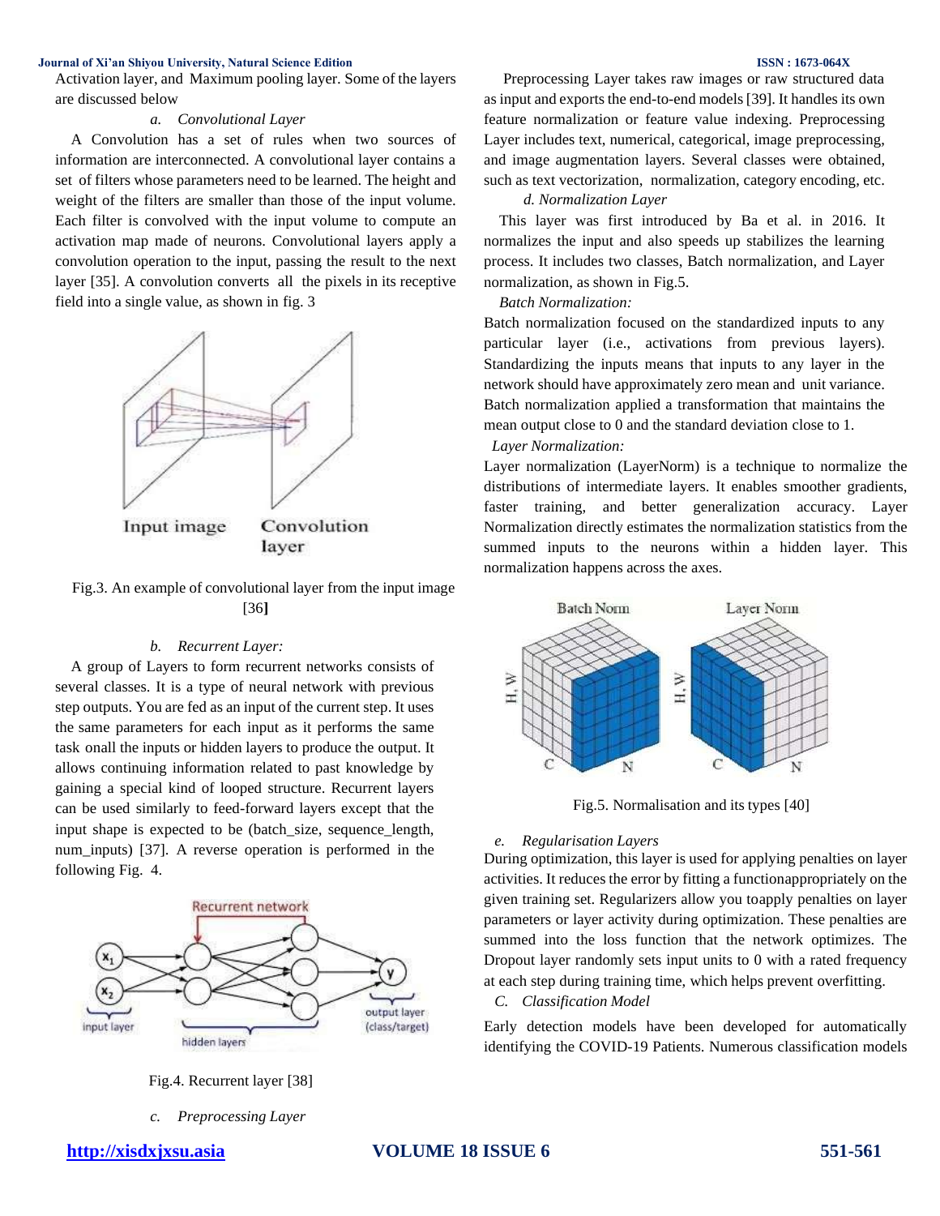Activation layer, and Maximum pooling layer. Some of the layers are discussed below

### a. Convolutional Layer

A Convolution has a set of rules when two sources of information are interconnected. A convolutional layer contains a set of filters whose parameters need to be learned. The height and weight of the filters are smaller than those of the input volume. Each filter is convolved with the input volume to compute an activation map made of neurons. Convolutional layers apply a convolution operation to the input, passing the result to the next layer [35]. A convolution converts all the pixels in its receptive field into a single value, as shown in fig. 3

Fig.3. An example of convolutional layer from the input image [36]

### b. Recurrent Layer:

A group of Layers to form recurrent networks consists of several classes. It is a type of neural network with previous step outputs. You are fed as an input of the current step. It uses the same parameters for each input as it performs the same task onall the inputs or hidden layers to produce the output. It allows continuing information related to past knowledge by gaining a special kind of looped structure. Recurrent layers can be used similarly to feed-forward layers except that the input shape is expected to be (batch_size, sequence_length, num_inputs) [37]. A reverse operation is performed in the following Fig. 4.

Fig.4. Recurrent layer [38]

### c. Preprocessing Layer

Preprocessing Layer takes raw images or raw structured data as input and exports the end-to-end models [39]. It handles its own feature normalization or feature value indexing. Preprocessing Layer includes text, numerical, categorical, image preprocessing, and image augmentation layers. Several classes were obtained, such as text vectorization, normalization, category encoding, etc.

### d. Normalization Layer

This layer was first introduced by Ba et al. in 2016. It normalizes the input and also speeds up stabilizes the learning process. It includes two classes, Batch normalization, and Layer normalization, as shown in Fig.5.

*Batch Normalization:*

Batch normalization focused on the standardized inputs to any particular layer (i.e., activations from previous layers). Standardizing the inputs means that inputs to any layer in the network should have approximately zero mean and unit variance. Batch normalization applied a transformation that maintains the mean output close to 0 and the standard deviation close to 1.

*Layer Normalization:*

Layer normalization (LayerNorm) is a technique to normalize the distributions of intermediate layers. It enables smoother gradients, faster training, and better generalization accuracy. Layer Normalization directly estimates the normalization statistics from the summed inputs to the neurons within a hidden layer. This normalization happens across the axes.

Fig.5. Normalisation and its types [40]

### e. Regularisation Layers

During optimization, this layer is used for applying penalties on layer activities. It reduces the error by fitting a functionappropriately on the given training set. Regularizers allow you toapply penalties on layer parameters or layer activity during optimization. These penalties are summed into the loss function that the network optimizes. The Dropout layer randomly sets input units to 0 with a rated frequency at each step during training time, which helps prevent overfitting.

## C. Classification Model

Early detection models have been developed for automatically identifying the COVID-19 Patients. Numerous classification models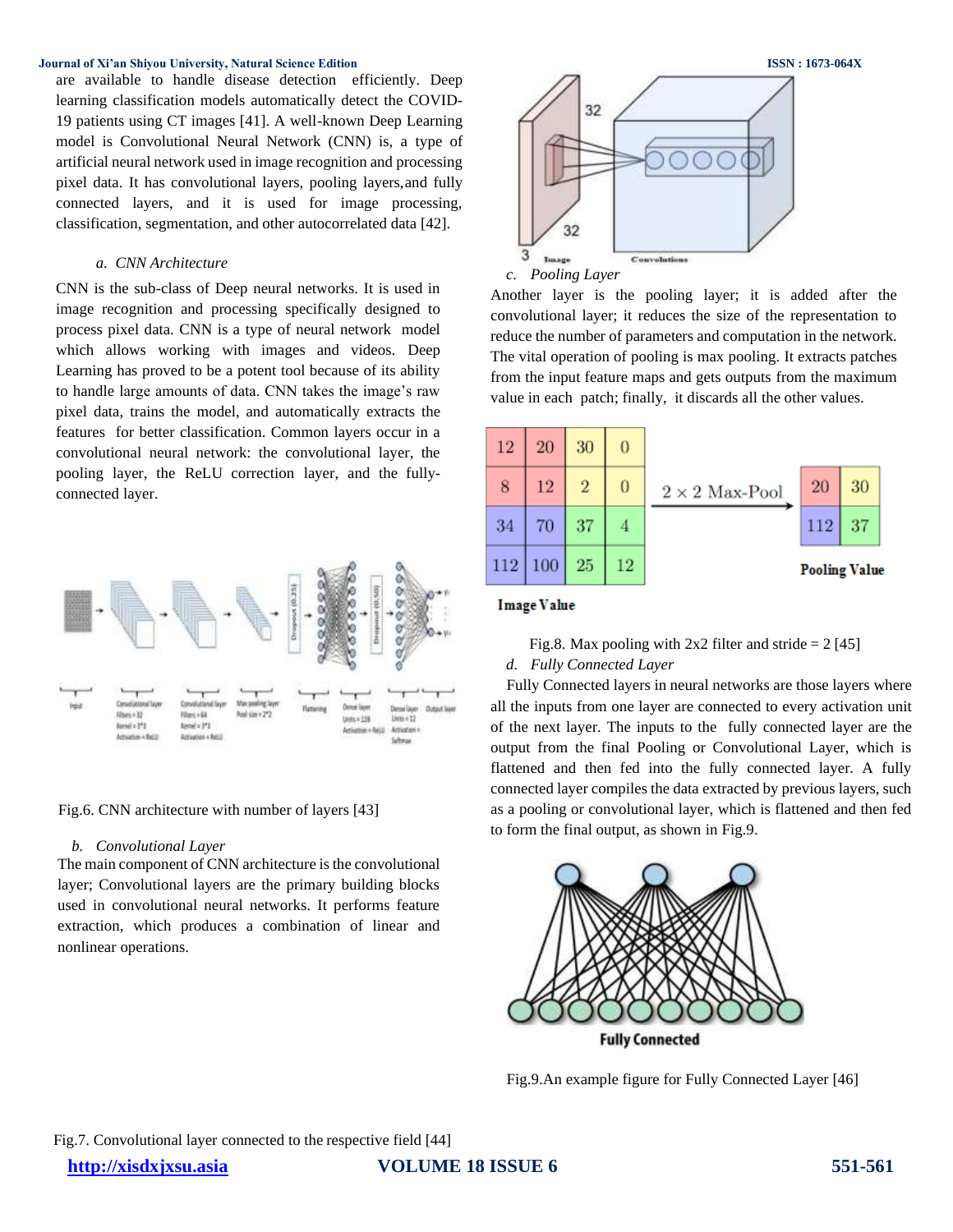are available to handle disease detection efficiently. Deep learning classification models automatically detect the COVID-19 patients using CT images [41]. A well-known Deep Learning model is Convolutional Neural Network (CNN) is, a type of artificial neural network used in image recognition and processing pixel data. It has convolutional layers, pooling layers,and fully connected layers, and it is used for image processing, classification, segmentation, and other autocorrelated data [42].

### *a. CNN Architecture*

CNN is the sub-class of Deep neural networks. It is used in image recognition and processing specifically designed to process pixel data. CNN is a type of neural network model which allows working with images and videos. Deep Learning has proved to be a potent tool because of its ability to handle large amounts of data. CNN takes the image's raw pixel data, trains the model, and automatically extracts the features for better classification. Common layers occur in a convolutional neural network: the convolutional layer, the pooling layer, the ReLU correction layer, and the fully-connected layer.

Fig.6. CNN architecture with number of layers [43]

### *b. Convolutional Layer*

The main component of CNN architecture is the convolutional layer; Convolutional layers are the primary building blocks used in convolutional neural networks. It performs feature extraction, which produces a combination of linear and nonlinear operations.

Fig.7. Convolutional layer connected to the respective field [44]

### *c. Pooling Layer*

Another layer is the pooling layer; it is added after the convolutional layer; it reduces the size of the representation to reduce the number of parameters and computation in the network. The vital operation of pooling is max pooling. It extracts patches from the input feature maps and gets outputs from the maximum value in each patch; finally, it discards all the other values.

**Image Value**

| 12 | 20 | 30 | 0 |
|---|---|---|---|
| 8 | 12 | 2 | 0 |
| 34 | 70 | 37 | 4 |
| 112 | 100 | 25 | 12 |

$2 \times 2$ Max-Pool →

**Pooling Value**

| 20 | 30 |
|---|---|
| 112 | 37 |

Fig.8. Max pooling with 2x2 filter and stride = 2 [45]

### *d. Fully Connected Layer*

Fully Connected layers in neural networks are those layers where all the inputs from one layer are connected to every activation unit of the next layer. The inputs to the fully connected layer are the output from the final Pooling or Convolutional Layer, which is flattened and then fed into the fully connected layer. A fully connected layer compiles the data extracted by previous layers, such as a pooling or convolutional layer, which is flattened and then fed to form the final output, as shown in Fig.9.

Fig.9.An example figure for Fully Connected Layer [46]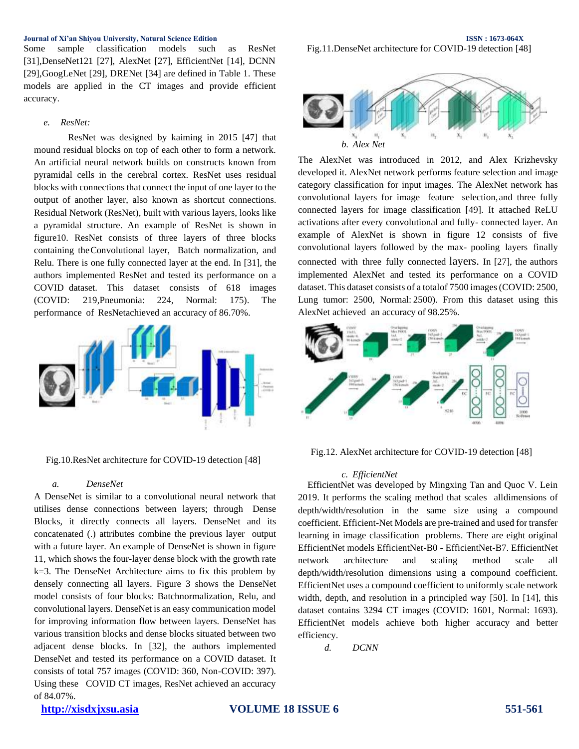Some sample classification models such as ResNet [31],DenseNet121 [27], AlexNet [27], EfficientNet [14], DCNN [29],GoogLeNet [29], DRENet [34] are defined in Table 1. These models are applied in the CT images and provide efficient accuracy.

*e. ResNet:*

ResNet was designed by kaiming in 2015 [47] that mound residual blocks on top of each other to form a network. An artificial neural network builds on constructs known from pyramidal cells in the cerebral cortex. ResNet uses residual blocks with connections that connect the input of one layer to the output of another layer, also known as shortcut connections. Residual Network (ResNet), built with various layers, looks like a pyramidal structure. An example of ResNet is shown in figure10. ResNet consists of three layers of three blocks containing theConvolutional layer, Batch normalization, and Relu. There is one fully connected layer at the end. In [31], the authors implemented ResNet and tested its performance on a COVID dataset. This dataset consists of 618 images (COVID: 219,Pneumonia: 224, Normal: 175). The performance of ResNetachieved an accuracy of 86.70%.

Fig.10.ResNet architecture for COVID-19 detection [48]

*a. DenseNet*

A DenseNet is similar to a convolutional neural network that utilises dense connections between layers; through Dense Blocks, it directly connects all layers. DenseNet and its concatenated (.) attributes combine the previous layer output with a future layer. An example of DenseNet is shown in figure 11, which shows the four-layer dense block with the growth rate k=3. The DenseNet Architecture aims to fix this problem by densely connecting all layers. Figure 3 shows the DenseNet model consists of four blocks: Batchnormalization, Relu, and convolutional layers. DenseNet is an easy communication model for improving information flow between layers. DenseNet has various transition blocks and dense blocks situated between two adjacent dense blocks. In [32], the authors implemented DenseNet and tested its performance on a COVID dataset. It consists of total 757 images (COVID: 360, Non-COVID: 397). Using these COVID CT images, ResNet achieved an accuracy of 84.07%.

Fig.11.DenseNet architecture for COVID-19 detection [48]

*b. Alex Net*

The AlexNet was introduced in 2012, and Alex Krizhevsky developed it. AlexNet network performs feature selection and image category classification for input images. The AlexNet network has convolutional layers for image feature selection, and three fully connected layers for image classification [49]. It attached ReLU activations after every convolutional and fully- connected layer. An example of AlexNet is shown in figure 12 consists of five convolutional layers followed by the max- pooling layers finally connected with three fully connected layers. In [27], the authors implemented AlexNet and tested its performance on a COVID dataset. This dataset consists of a totalof 7500 images (COVID: 2500, Lung tumor: 2500, Normal: 2500). From this dataset using this AlexNet achieved an accuracy of 98.25%.

Fig.12. AlexNet architecture for COVID-19 detection [48]

*c. EfficientNet*

EfficientNet was developed by Mingxing Tan and Quoc V. Lein 2019. It performs the scaling method that scales alldimensions of depth/width/resolution in the same size using a compound coefficient. Efficient-Net Models are pre-trained and used for transfer learning in image classification problems. There are eight original EfficientNet models EfficientNet-B0 - EfficientNet-B7. EfficientNet network architecture and scaling method scale all depth/width/resolution dimensions using a compound coefficient. EfficientNet uses a compound coefficient to uniformly scale network width, depth, and resolution in a principled way [50]. In [14], this dataset contains 3294 CT images (COVID: 1601, Normal: 1693). EfficientNet models achieve both higher accuracy and better efficiency.

*d. DCNN*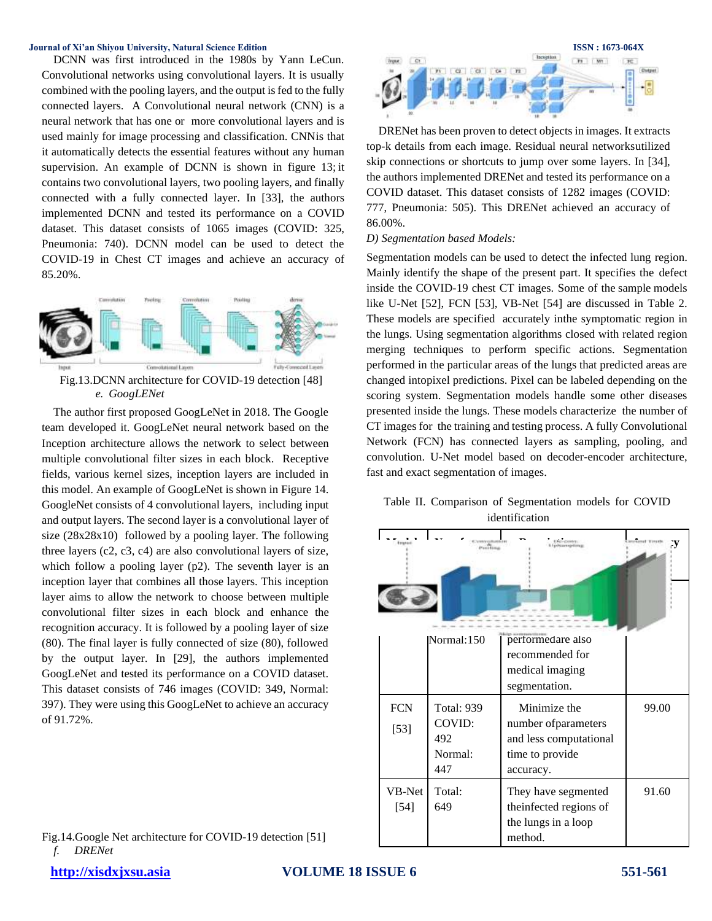DCNN was first introduced in the 1980s by Yann LeCun. Convolutional networks using convolutional layers. It is usually combined with the pooling layers, and the output is fed to the fully connected layers. A Convolutional neural network (CNN) is a neural network that has one or more convolutional layers and is used mainly for image processing and classification. CNNis that it automatically detects the essential features without any human supervision. An example of DCNN is shown in figure 13; it contains two convolutional layers, two pooling layers, and finally connected with a fully connected layer. In [33], the authors implemented DCNN and tested its performance on a COVID dataset. This dataset consists of 1065 images (COVID: 325, Pneumonia: 740). DCNN model can be used to detect the COVID-19 in Chest CT images and achieve an accuracy of 85.20%.

Fig.13.DCNN architecture for COVID-19 detection [48]

*e. GoogLENet*

The author first proposed GoogLeNet in 2018. The Google team developed it. GoogLeNet neural network based on the Inception architecture allows the network to select between multiple convolutional filter sizes in each block. Receptive fields, various kernel sizes, inception layers are included in this model. An example of GoogLeNet is shown in Figure 14. GoogleNet consists of 4 convolutional layers, including input and output layers. The second layer is a convolutional layer of size (28x28x10) followed by a pooling layer. The following three layers (c2, c3, c4) are also convolutional layers of size, which follow a pooling layer (p2). The seventh layer is an inception layer that combines all those layers. This inception layer aims to allow the network to choose between multiple convolutional filter sizes in each block and enhance the recognition accuracy. It is followed by a pooling layer of size (80). The final layer is fully connected of size (80), followed by the output layer. In [29], the authors implemented GoogLeNet and tested its performance on a COVID dataset. This dataset consists of 746 images (COVID: 349, Normal: 397). They were using this GoogLeNet to achieve an accuracy of 91.72%.

Fig.14.Google Net architecture for COVID-19 detection [51]

*f. DRENet*

DRENet has been proven to detect objects in images. It extracts top-k details from each image. Residual neural networksutilized skip connections or shortcuts to jump over some layers. In [34], the authors implemented DRENet and tested its performance on a COVID dataset. This dataset consists of 1282 images (COVID: 777, Pneumonia: 505). This DRENet achieved an accuracy of 86.00%.

*D) Segmentation based Models:*

Segmentation models can be used to detect the infected lung region. Mainly identify the shape of the present part. It specifies the defect inside the COVID-19 chest CT images. Some of the sample models like U-Net [52], FCN [53], VB-Net [54] are discussed in Table 2. These models are specified accurately inthe symptomatic region in the lungs. Using segmentation algorithms closed with related region merging techniques to perform specific actions. Segmentation performed in the particular areas of the lungs that predicted areas are changed intopixel predictions. Pixel can be labeled depending on the scoring system. Segmentation models handle some other diseases presented inside the lungs. These models characterize the number of CT images for the training and testing process. A fully Convolutional Network (FCN) has connected layers as sampling, pooling, and convolution. U-Net model based on decoder-encoder architecture, fast and exact segmentation of images.

Table II. Comparison of Segmentation models for COVID identification

| Model | No. of images | Description | Accuracy |
|---|---|---|---|
| | Normal:150 | performedare also recommended for medical imaging segmentation. | |
| FCN [53] | Total: 939 COVID: 492 Normal: 447 | Minimize the number ofparameters and less computational time to provide accuracy. | 99.00 |
| VB-Net [54] | Total: 649 | They have segmented theinfected regions of the lungs in a loop method. | 91.60 |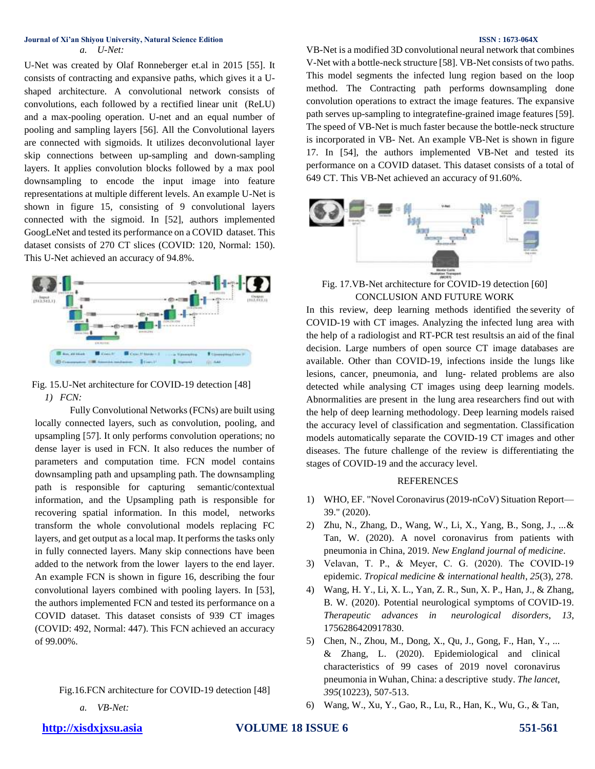*a. U-Net:*

U-Net was created by Olaf Ronneberger et.al in 2015 [55]. It consists of contracting and expansive paths, which gives it a U-shaped architecture. A convolutional network consists of convolutions, each followed by a rectified linear unit (ReLU) and a max-pooling operation. U-net and an equal number of pooling and sampling layers [56]. All the Convolutional layers are connected with sigmoids. It utilizes deconvolutional layer skip connections between up-sampling and down-sampling layers. It applies convolution blocks followed by a max pool downsampling to encode the input image into feature representations at multiple different levels. An example U-Net is shown in figure 15, consisting of 9 convolutional layers connected with the sigmoid. In [52], authors implemented GoogLeNet and tested its performance on a COVID dataset. This dataset consists of 270 CT slices (COVID: 120, Normal: 150). This U-Net achieved an accuracy of 94.8%.

Fig. 15.U-Net architecture for COVID-19 detection [48]

*1) FCN:*

Fully Convolutional Networks (FCNs) are built using locally connected layers, such as convolution, pooling, and upsampling [57]. It only performs convolution operations; no dense layer is used in FCN. It also reduces the number of parameters and computation time. FCN model contains downsampling path and upsampling path. The downsampling path is responsible for capturing semantic/contextual information, and the Upsampling path is responsible for recovering spatial information. In this model, networks transform the whole convolutional models replacing FC layers, and get output as a local map. It performs the tasks only in fully connected layers. Many skip connections have been added to the network from the lower layers to the end layer. An example FCN is shown in figure 16, describing the four convolutional layers combined with pooling layers. In [53], the authors implemented FCN and tested its performance on a COVID dataset. This dataset consists of 939 CT images (COVID: 492, Normal: 447). This FCN achieved an accuracy of 99.00%.

Fig.16.FCN architecture for COVID-19 detection [48]

*a. VB-Net:*

VB-Net is a modified 3D convolutional neural network that combines V-Net with a bottle-neck structure [58]. VB-Net consists of two paths. This model segments the infected lung region based on the loop method. The Contracting path performs downsampling done convolution operations to extract the image features. The expansive path serves up-sampling to integratefine-grained image features [59]. The speed of VB-Net is much faster because the bottle-neck structure is incorporated in VB- Net. An example VB-Net is shown in figure 17. In [54], the authors implemented VB-Net and tested its performance on a COVID dataset. This dataset consists of a total of 649 CT. This VB-Net achieved an accuracy of 91.60%.

Fig. 17.VB-Net architecture for COVID-19 detection [60]

## CONCLUSION AND FUTURE WORK

In this review, deep learning methods identified the severity of COVID-19 with CT images. Analyzing the infected lung area with the help of a radiologist and RT-PCR test resultsis an aid of the final decision. Large numbers of open source CT image databases are available. Other than COVID-19, infections inside the lungs like lesions, cancer, pneumonia, and lung- related problems are also detected while analysing CT images using deep learning models. Abnormalities are present in the lung area researchers find out with the help of deep learning methodology. Deep learning models raised the accuracy level of classification and segmentation. Classification models automatically separate the COVID-19 CT images and other diseases. The future challenge of the review is differentiating the stages of COVID-19 and the accuracy level.

## REFERENCES

1) WHO, EF. "Novel Coronavirus (2019-nCoV) Situation Report—39." (2020).
2) Zhu, N., Zhang, D., Wang, W., Li, X., Yang, B., Song, J., ...& Tan, W. (2020). A novel coronavirus from patients with pneumonia in China, 2019. *New England journal of medicine*.
3) Velavan, T. P., & Meyer, C. G. (2020). The COVID-19 epidemic. *Tropical medicine & international health*, *25*(3), 278.
4) Wang, H. Y., Li, X. L., Yan, Z. R., Sun, X. P., Han, J., & Zhang, B. W. (2020). Potential neurological symptoms of COVID-19. *Therapeutic advances in neurological disorders*, *13*, 1756286420917830.
5) Chen, N., Zhou, M., Dong, X., Qu, J., Gong, F., Han, Y., ... & Zhang, L. (2020). Epidemiological and clinical characteristics of 99 cases of 2019 novel coronavirus pneumonia in Wuhan, China: a descriptive study. *The lancet*, *395*(10223), 507-513.
6) Wang, W., Xu, Y., Gao, R., Lu, R., Han, K., Wu, G., & Tan,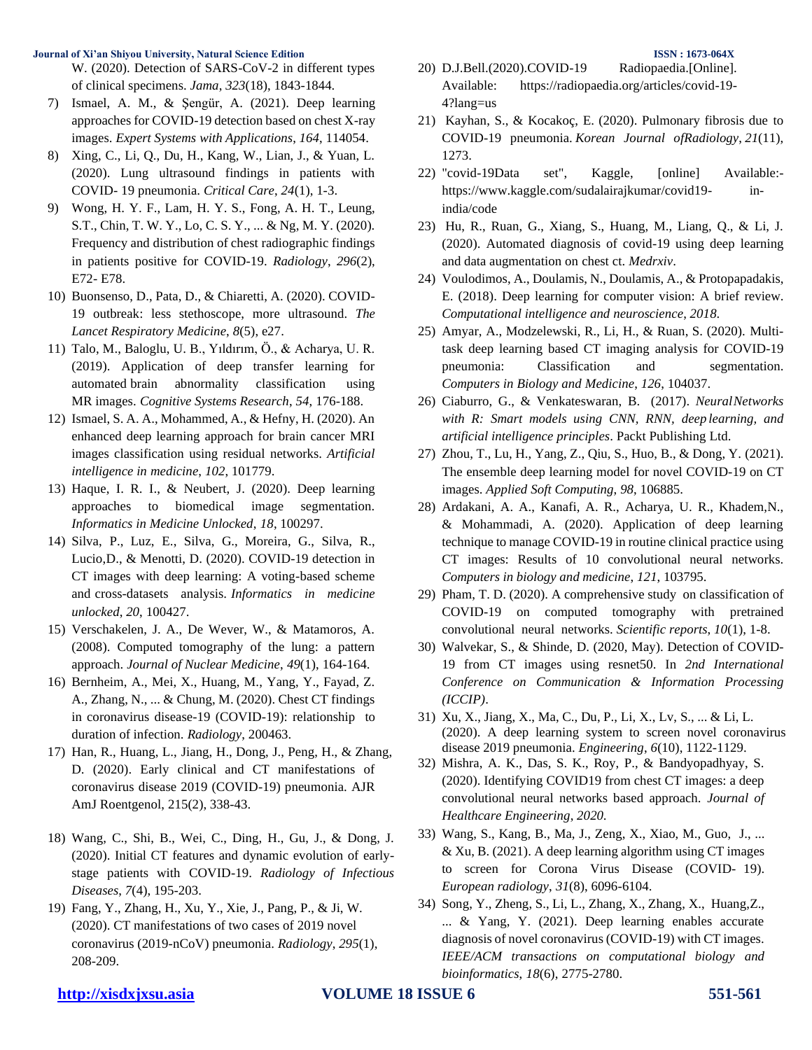W. (2020). Detection of SARS-CoV-2 in different types of clinical specimens. *Jama*, *323*(18), 1843-1844.

7) Ismael, A. M., & Şengür, A. (2021). Deep learning approaches for COVID-19 detection based on chest X-ray images. *Expert Systems with Applications*, *164*, 114054.
8) Xing, C., Li, Q., Du, H., Kang, W., Lian, J., & Yuan, L. (2020). Lung ultrasound findings in patients with COVID- 19 pneumonia. *Critical Care*, *24*(1), 1-3.
9) Wong, H. Y. F., Lam, H. Y. S., Fong, A. H. T., Leung, S.T., Chin, T. W. Y., Lo, C. S. Y., ... & Ng, M. Y. (2020). Frequency and distribution of chest radiographic findings in patients positive for COVID-19. *Radiology*, *296*(2), E72- E78.
10) Buonsenso, D., Pata, D., & Chiaretti, A. (2020). COVID-19 outbreak: less stethoscope, more ultrasound. *The Lancet Respiratory Medicine*, *8*(5), e27.
11) Talo, M., Baloglu, U. B., Yıldırım, Ö., & Acharya, U. R. (2019). Application of deep transfer learning for automated brain abnormality classification using MR images. *Cognitive Systems Research*, *54*, 176-188.
12) Ismael, S. A. A., Mohammed, A., & Hefny, H. (2020). An enhanced deep learning approach for brain cancer MRI images classification using residual networks. *Artificial intelligence in medicine*, *102*, 101779.
13) Haque, I. R. I., & Neubert, J. (2020). Deep learning approaches to biomedical image segmentation. *Informatics in Medicine Unlocked*, *18*, 100297.
14) Silva, P., Luz, E., Silva, G., Moreira, G., Silva, R., Lucio,D., & Menotti, D. (2020). COVID-19 detection in CT images with deep learning: A voting-based scheme and cross-datasets analysis. *Informatics in medicine unlocked*, *20*, 100427.
15) Verschakelen, J. A., De Wever, W., & Matamoros, A. (2008). Computed tomography of the lung: a pattern approach. *Journal of Nuclear Medicine*, *49*(1), 164-164.
16) Bernheim, A., Mei, X., Huang, M., Yang, Y., Fayad, Z. A., Zhang, N., ... & Chung, M. (2020). Chest CT findings in coronavirus disease-19 (COVID-19): relationship to duration of infection. *Radiology*, 200463.
17) Han, R., Huang, L., Jiang, H., Dong, J., Peng, H., & Zhang, D. (2020). Early clinical and CT manifestations of coronavirus disease 2019 (COVID-19) pneumonia. AJR AmJ Roentgenol, 215(2), 338-43.
18) Wang, C., Shi, B., Wei, C., Ding, H., Gu, J., & Dong, J. (2020). Initial CT features and dynamic evolution of early-stage patients with COVID-19. *Radiology of Infectious Diseases*, *7*(4), 195-203.
19) Fang, Y., Zhang, H., Xu, Y., Xie, J., Pang, P., & Ji, W. (2020). CT manifestations of two cases of 2019 novel coronavirus (2019-nCoV) pneumonia. *Radiology*, *295*(1), 208-209.
20) D.J.Bell.(2020).COVID-19 Radiopaedia.[Online]. Available: https://radiopaedia.org/articles/covid-19-4?lang=us
21) Kayhan, S., & Kocakoç, E. (2020). Pulmonary fibrosis due to COVID-19 pneumonia. *Korean Journal ofRadiology*, *21*(11), 1273.
22) "covid-19Data set", Kaggle, [online] Available:- https://www.kaggle.com/sudalairajkumar/covid19-in-india/code
23) Hu, R., Ruan, G., Xiang, S., Huang, M., Liang, Q., & Li, J. (2020). Automated diagnosis of covid-19 using deep learning and data augmentation on chest ct. *Medrxiv*.
24) Voulodimos, A., Doulamis, N., Doulamis, A., & Protopapadakis, E. (2018). Deep learning for computer vision: A brief review. *Computational intelligence and neuroscience*, *2018*.
25) Amyar, A., Modzelewski, R., Li, H., & Ruan, S. (2020). Multi-task deep learning based CT imaging analysis for COVID-19 pneumonia: Classification and segmentation. *Computers in Biology and Medicine*, *126*, 104037.
26) Ciaburro, G., & Venkateswaran, B. (2017). *NeuralNetworks with R: Smart models using CNN, RNN, deep learning, and artificial intelligence principles*. Packt Publishing Ltd.
27) Zhou, T., Lu, H., Yang, Z., Qiu, S., Huo, B., & Dong, Y. (2021). The ensemble deep learning model for novel COVID-19 on CT images. *Applied Soft Computing*, *98*, 106885.
28) Ardakani, A. A., Kanafi, A. R., Acharya, U. R., Khadem,N., & Mohammadi, A. (2020). Application of deep learning technique to manage COVID-19 in routine clinical practice using CT images: Results of 10 convolutional neural networks. *Computers in biology and medicine*, *121*, 103795.
29) Pham, T. D. (2020). A comprehensive study on classification of COVID-19 on computed tomography with pretrained convolutional neural networks. *Scientific reports*, *10*(1), 1-8.
30) Walvekar, S., & Shinde, D. (2020, May). Detection of COVID-19 from CT images using resnet50. In *2nd International Conference on Communication & Information Processing (ICCIP)*.
31) Xu, X., Jiang, X., Ma, C., Du, P., Li, X., Lv, S., ... & Li, L. (2020). A deep learning system to screen novel coronavirus disease 2019 pneumonia. *Engineering*, *6*(10), 1122-1129.
32) Mishra, A. K., Das, S. K., Roy, P., & Bandyopadhyay, S. (2020). Identifying COVID19 from chest CT images: a deep convolutional neural networks based approach. *Journal of Healthcare Engineering*, *2020*.
33) Wang, S., Kang, B., Ma, J., Zeng, X., Xiao, M., Guo, J., ... & Xu, B. (2021). A deep learning algorithm using CT images to screen for Corona Virus Disease (COVID- 19). *European radiology*, *31*(8), 6096-6104.
34) Song, Y., Zheng, S., Li, L., Zhang, X., Zhang, X., Huang,Z., ... & Yang, Y. (2021). Deep learning enables accurate diagnosis of novel coronavirus (COVID-19) with CT images. *IEEE/ACM transactions on computational biology and bioinformatics*, *18*(6), 2775-2780.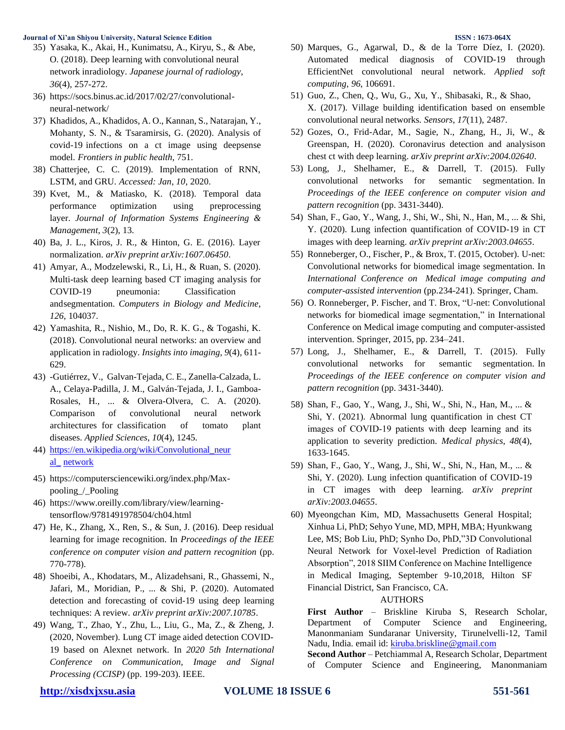35) Yasaka, K., Akai, H., Kunimatsu, A., Kiryu, S., & Abe, O. (2018). Deep learning with convolutional neural network inradiology. *Japanese journal of radiology*, *36*(4), 257-272.

36) https://socs.binus.ac.id/2017/02/27/convolutional-neural-network/

37) Khadidos, A., Khadidos, A. O., Kannan, S., Natarajan, Y., Mohanty, S. N., & Tsaramirsis, G. (2020). Analysis of covid-19 infections on a ct image using deepsense model. *Frontiers in public health*, 751.

38) Chatterjee, C. C. (2019). Implementation of RNN, LSTM, and GRU. *Accessed: Jan*, *10*, 2020.

39) Kvet, M., & Matiasko, K. (2018). Temporal data performance optimization using preprocessing layer. *Journal of Information Systems Engineering & Management*, *3*(2), 13.

40) Ba, J. L., Kiros, J. R., & Hinton, G. E. (2016). Layer normalization. *arXiv preprint arXiv:1607.06450*.

41) Amyar, A., Modzelewski, R., Li, H., & Ruan, S. (2020). Multi-task deep learning based CT imaging analysis for COVID-19 pneumonia: Classification andsegmentation. *Computers in Biology and Medicine*, *126*, 104037.

42) Yamashita, R., Nishio, M., Do, R. K. G., & Togashi, K. (2018). Convolutional neural networks: an overview and application in radiology. *Insights into imaging*, *9*(4), 611-629.

43) -Gutiérrez, V., Galvan-Tejada, C. E., Zanella-Calzada, L. A., Celaya-Padilla, J. M., Galván-Tejada, J. I., Gamboa-Rosales, H., ... & Olvera-Olvera, C. A. (2020). Comparison of convolutional neural network architectures for classification of tomato plant diseases. *Applied Sciences*, *10*(4), 1245.

44) https://en.wikipedia.org/wiki/Convolutional_neural_ network

45) https://computersciencewiki.org/index.php/Max-pooling_/_Pooling

46) https://www.oreilly.com/library/view/learning-tensorflow/9781491978504/ch04.html

47) He, K., Zhang, X., Ren, S., & Sun, J. (2016). Deep residual learning for image recognition. In *Proceedings of the IEEE conference on computer vision and pattern recognition* (pp. 770-778).

48) Shoeibi, A., Khodatars, M., Alizadehsani, R., Ghassemi, N., Jafari, M., Moridian, P., ... & Shi, P. (2020). Automated detection and forecasting of covid-19 using deep learning techniques: A review. *arXiv preprint arXiv:2007.10785*.

49) Wang, T., Zhao, Y., Zhu, L., Liu, G., Ma, Z., & Zheng, J. (2020, November). Lung CT image aided detection COVID-19 based on Alexnet network. In *2020 5th International Conference on Communication, Image and Signal Processing (CCISP)* (pp. 199-203). IEEE.

50) Marques, G., Agarwal, D., & de la Torre Díez, I. (2020). Automated medical diagnosis of COVID-19 through EfficientNet convolutional neural network. *Applied soft computing*, *96*, 106691.

51) Guo, Z., Chen, Q., Wu, G., Xu, Y., Shibasaki, R., & Shao, X. (2017). Village building identification based on ensemble convolutional neural networks. *Sensors*, *17*(11), 2487.

52) Gozes, O., Frid-Adar, M., Sagie, N., Zhang, H., Ji, W., & Greenspan, H. (2020). Coronavirus detection and analysison chest ct with deep learning. *arXiv preprint arXiv:2004.02640*.

53) Long, J., Shelhamer, E., & Darrell, T. (2015). Fully convolutional networks for semantic segmentation. In *Proceedings of the IEEE conference on computer vision and pattern recognition* (pp. 3431-3440).

54) Shan, F., Gao, Y., Wang, J., Shi, W., Shi, N., Han, M., ... & Shi, Y. (2020). Lung infection quantification of COVID-19 in CT images with deep learning. *arXiv preprint arXiv:2003.04655*.

55) Ronneberger, O., Fischer, P., & Brox, T. (2015, October). U-net: Convolutional networks for biomedical image segmentation. In *International Conference on Medical image computing and computer-assisted intervention* (pp.234-241). Springer, Cham.

56) O. Ronneberger, P. Fischer, and T. Brox, "U-net: Convolutional networks for biomedical image segmentation," in International Conference on Medical image computing and computer-assisted intervention. Springer, 2015, pp. 234–241.

57) Long, J., Shelhamer, E., & Darrell, T. (2015). Fully convolutional networks for semantic segmentation. In *Proceedings of the IEEE conference on computer vision and pattern recognition* (pp. 3431-3440).

58) Shan, F., Gao, Y., Wang, J., Shi, W., Shi, N., Han, M., ... & Shi, Y. (2021). Abnormal lung quantification in chest CT images of COVID-19 patients with deep learning and its application to severity prediction. *Medical physics*, *48*(4), 1633-1645.

59) Shan, F., Gao, Y., Wang, J., Shi, W., Shi, N., Han, M., ... & Shi, Y. (2020). Lung infection quantification of COVID-19 in CT images with deep learning. *arXiv preprint arXiv:2003.04655*.

60) Myeongchan Kim, MD, Massachusetts General Hospital; Xinhua Li, PhD; Sehyo Yune, MD, MPH, MBA; Hyunkwang Lee, MS; Bob Liu, PhD; Synho Do, PhD,"3D Convolutional Neural Network for Voxel-level Prediction of Radiation Absorption", 2018 SIIM Conference on Machine Intelligence in Medical Imaging, September 9-10,2018, Hilton SF Financial District, San Francisco, CA.

## AUTHORS

**First Author** – Briskline Kiruba S, Research Scholar, Department of Computer Science and Engineering, Manonmaniam Sundaranar University, Tirunelvelli-12, Tamil Nadu, India. email id: kiruba.briskline@gmail.com

**Second Author** – Petchiammal A, Research Scholar, Department of Computer Science and Engineering, Manonmaniam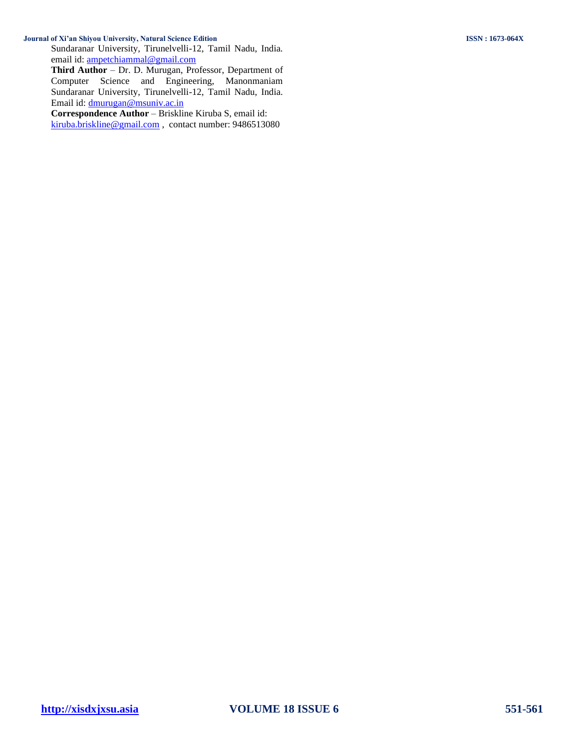Sundaranar University, Tirunelvelli-12, Tamil Nadu, India. email id: ampetchiammal@gmail.com

**Third Author** – Dr. D. Murugan, Professor, Department of Computer Science and Engineering, Manonmaniam Sundaranar University, Tirunelvelli-12, Tamil Nadu, India. Email id: dmurugan@msuniv.ac.in

**Correspondence Author** – Briskline Kiruba S, email id: kiruba.briskline@gmail.com , contact number: 9486513080